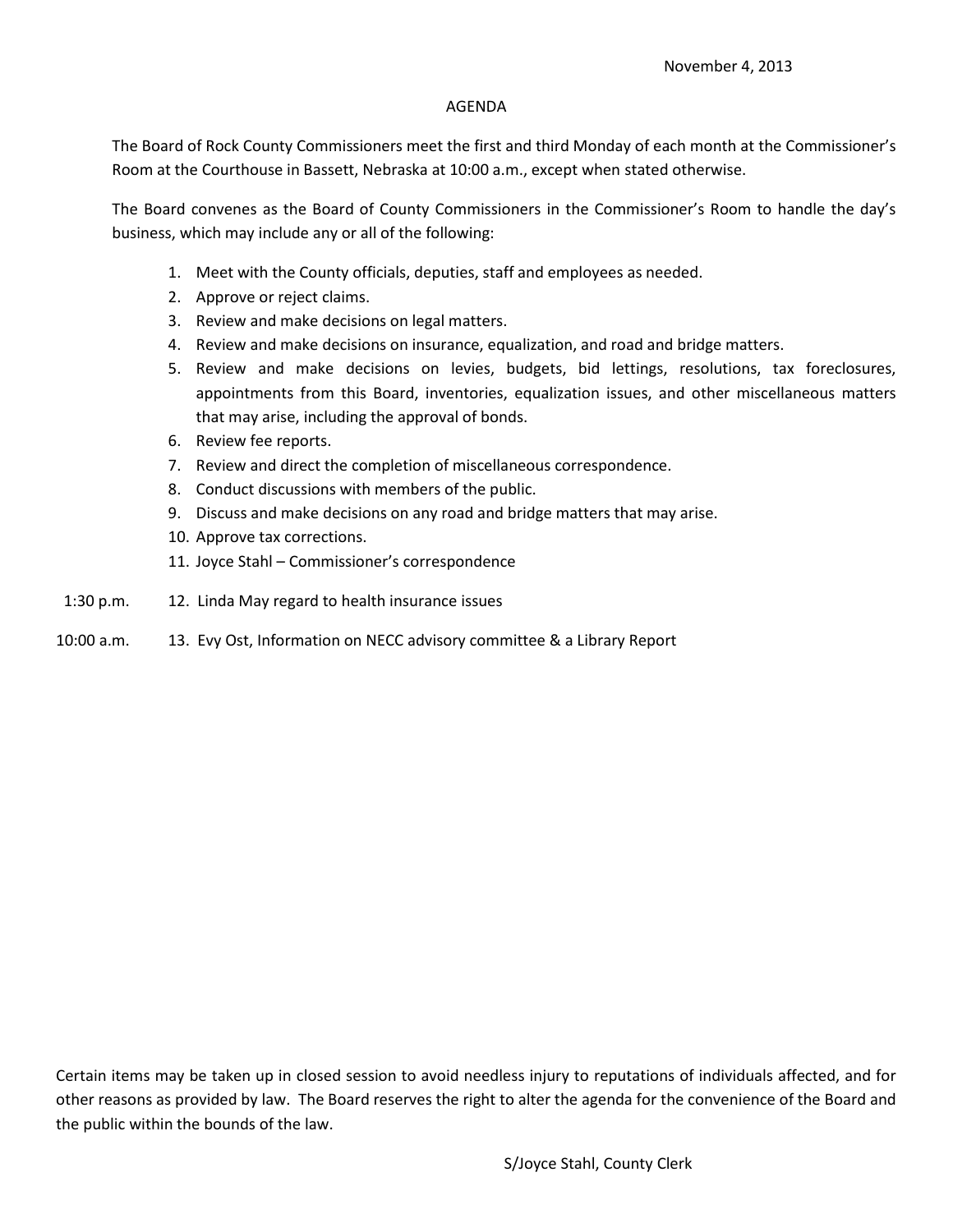November 4, 2013

# AGENDA

The Board of Rock County Commissioners meet the first and third Monday of each month at the Commissioner's Room at the Courthouse in Bassett, Nebraska at 10:00 a.m., except when stated otherwise.

The Board convenes as the Board of County Commissioners in the Commissioner's Room to handle the day's business, which may include any or all of the following:

1. Meet with the County officials, deputies, staff and employees as needed.
2. Approve or reject claims.
3. Review and make decisions on legal matters.
4. Review and make decisions on insurance, equalization, and road and bridge matters.
5. Review and make decisions on levies, budgets, bid lettings, resolutions, tax foreclosures, appointments from this Board, inventories, equalization issues, and other miscellaneous matters that may arise, including the approval of bonds.
6. Review fee reports.
7. Review and direct the completion of miscellaneous correspondence.
8. Conduct discussions with members of the public.
9. Discuss and make decisions on any road and bridge matters that may arise.
10. Approve tax corrections.
11. Joyce Stahl – Commissioner's correspondence

1:30 p.m. 12. Linda May regard to health insurance issues

10:00 a.m. 13. Evy Ost, Information on NECC advisory committee & a Library Report

Certain items may be taken up in closed session to avoid needless injury to reputations of individuals affected, and for other reasons as provided by law. The Board reserves the right to alter the agenda for the convenience of the Board and the public within the bounds of the law.

S/Joyce Stahl, County Clerk